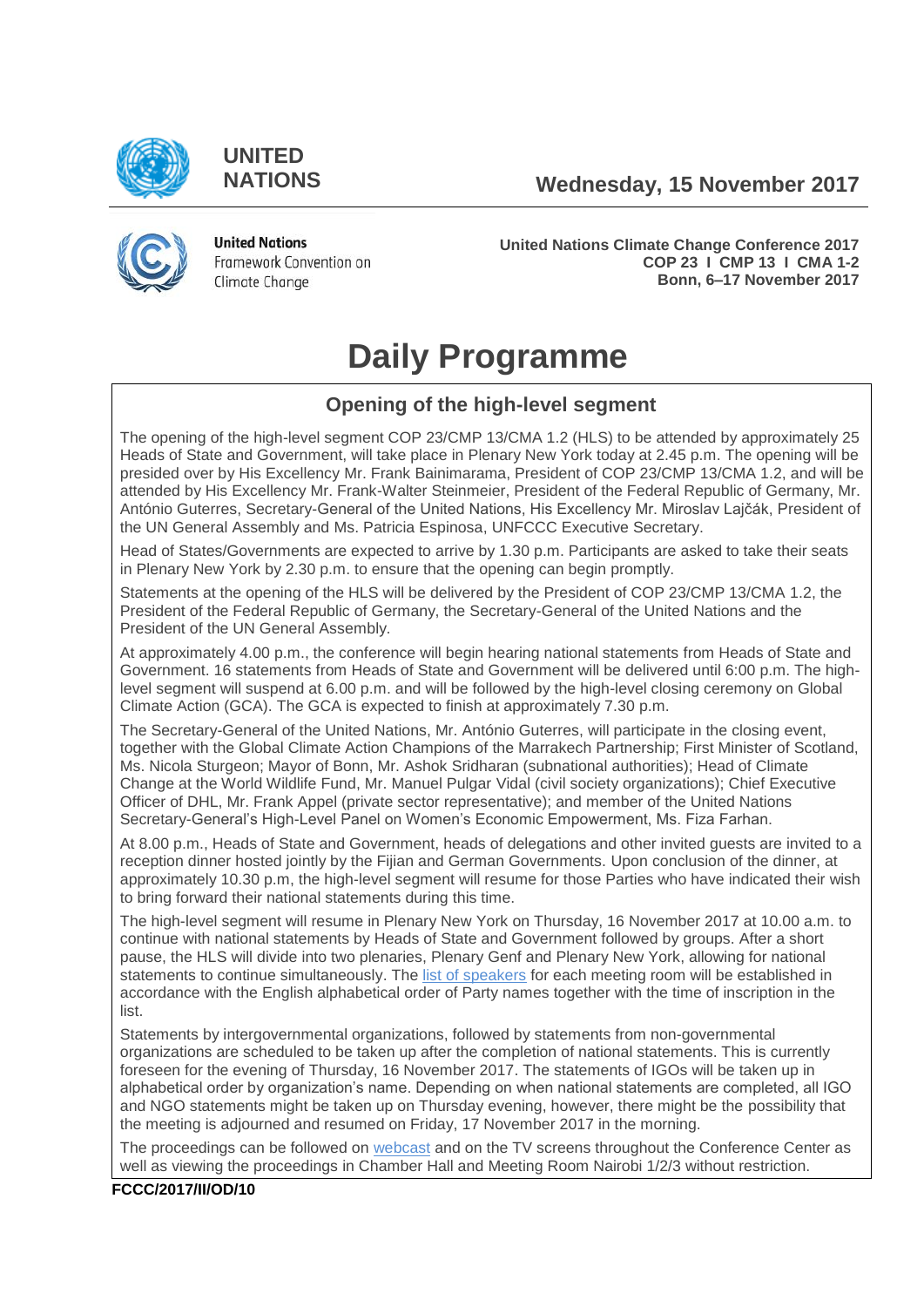UNITED NATIONS

**Wednesday, 15 November 2017**

United Nations Framework Convention on Climate Change

**United Nations Climate Change Conference 2017**
**COP 23 I CMP 13 I CMA 1-2**
**Bonn, 6–17 November 2017**

# Daily Programme

## Opening of the high-level segment

The opening of the high-level segment COP 23/CMP 13/CMA 1.2 (HLS) to be attended by approximately 25 Heads of State and Government, will take place in Plenary New York today at 2.45 p.m. The opening will be presided over by His Excellency Mr. Frank Bainimarama, President of COP 23/CMP 13/CMA 1.2, and will be attended by His Excellency Mr. Frank-Walter Steinmeier, President of the Federal Republic of Germany, Mr. António Guterres, Secretary-General of the United Nations, His Excellency Mr. Miroslav Lajčák, President of the UN General Assembly and Ms. Patricia Espinosa, UNFCCC Executive Secretary.

Head of States/Governments are expected to arrive by 1.30 p.m. Participants are asked to take their seats in Plenary New York by 2.30 p.m. to ensure that the opening can begin promptly.

Statements at the opening of the HLS will be delivered by the President of COP 23/CMP 13/CMA 1.2, the President of the Federal Republic of Germany, the Secretary-General of the United Nations and the President of the UN General Assembly.

At approximately 4.00 p.m., the conference will begin hearing national statements from Heads of State and Government. 16 statements from Heads of State and Government will be delivered until 6:00 p.m. The high-level segment will suspend at 6.00 p.m. and will be followed by the high-level closing ceremony on Global Climate Action (GCA). The GCA is expected to finish at approximately 7.30 p.m.

The Secretary-General of the United Nations, Mr. António Guterres, will participate in the closing event, together with the Global Climate Action Champions of the Marrakech Partnership; First Minister of Scotland, Ms. Nicola Sturgeon; Mayor of Bonn, Mr. Ashok Sridharan (subnational authorities); Head of Climate Change at the World Wildlife Fund, Mr. Manuel Pulgar Vidal (civil society organizations); Chief Executive Officer of DHL, Mr. Frank Appel (private sector representative); and member of the United Nations Secretary-General's High-Level Panel on Women's Economic Empowerment, Ms. Fiza Farhan.

At 8.00 p.m., Heads of State and Government, heads of delegations and other invited guests are invited to a reception dinner hosted jointly by the Fijian and German Governments. Upon conclusion of the dinner, at approximately 10.30 p.m, the high-level segment will resume for those Parties who have indicated their wish to bring forward their national statements during this time.

The high-level segment will resume in Plenary New York on Thursday, 16 November 2017 at 10.00 a.m. to continue with national statements by Heads of State and Government followed by groups. After a short pause, the HLS will divide into two plenaries, Plenary Genf and Plenary New York, allowing for national statements to continue simultaneously. The list of speakers for each meeting room will be established in accordance with the English alphabetical order of Party names together with the time of inscription in the list.

Statements by intergovernmental organizations, followed by statements from non-governmental organizations are scheduled to be taken up after the completion of national statements. This is currently foreseen for the evening of Thursday, 16 November 2017. The statements of IGOs will be taken up in alphabetical order by organization's name. Depending on when national statements are completed, all IGO and NGO statements might be taken up on Thursday evening, however, there might be the possibility that the meeting is adjourned and resumed on Friday, 17 November 2017 in the morning.

The proceedings can be followed on webcast and on the TV screens throughout the Conference Center as well as viewing the proceedings in Chamber Hall and Meeting Room Nairobi 1/2/3 without restriction.

**FCCC/2017/II/OD/10**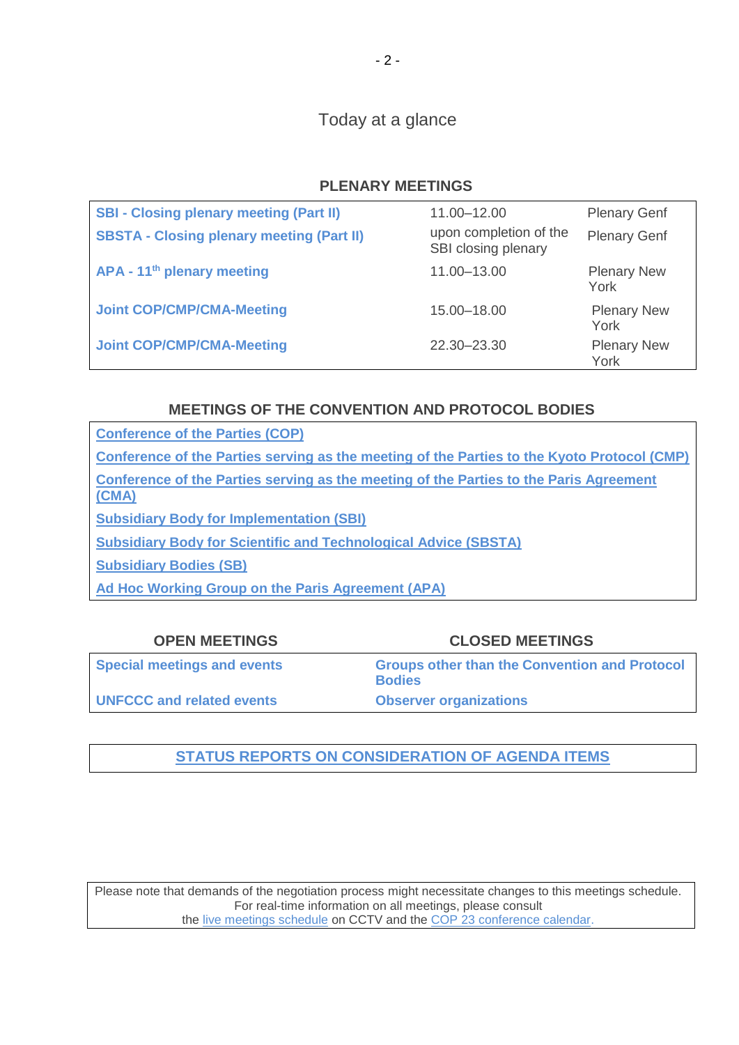# Today at a glance

## PLENARY MEETINGS

| Meeting | Time | Location |
|---|---|---|
| **SBI - Closing plenary meeting (Part II)** | 11.00–12.00 | Plenary Genf |
| **SBSTA - Closing plenary meeting (Part II)** | upon completion of the SBI closing plenary | Plenary Genf |
| **APA - 11th plenary meeting** | 11.00–13.00 | Plenary New York |
| **Joint COP/CMP/CMA-Meeting** | 15.00–18.00 | Plenary New York |
| **Joint COP/CMP/CMA-Meeting** | 22.30–23.30 | Plenary New York |

## MEETINGS OF THE CONVENTION AND PROTOCOL BODIES

**Conference of the Parties (COP)**

**Conference of the Parties serving as the meeting of the Parties to the Kyoto Protocol (CMP)**

**Conference of the Parties serving as the meeting of the Parties to the Paris Agreement (CMA)**

**Subsidiary Body for Implementation (SBI)**

**Subsidiary Body for Scientific and Technological Advice (SBSTA)**

**Subsidiary Bodies (SB)**

**Ad Hoc Working Group on the Paris Agreement (APA)**

| OPEN MEETINGS | CLOSED MEETINGS |
|---|---|
| **Special meetings and events** | **Groups other than the Convention and Protocol Bodies** |
| **UNFCCC and related events** | **Observer organizations** |

## STATUS REPORTS ON CONSIDERATION OF AGENDA ITEMS

Please note that demands of the negotiation process might necessitate changes to this meetings schedule. For real-time information on all meetings, please consult the live meetings schedule on CCTV and the COP 23 conference calendar.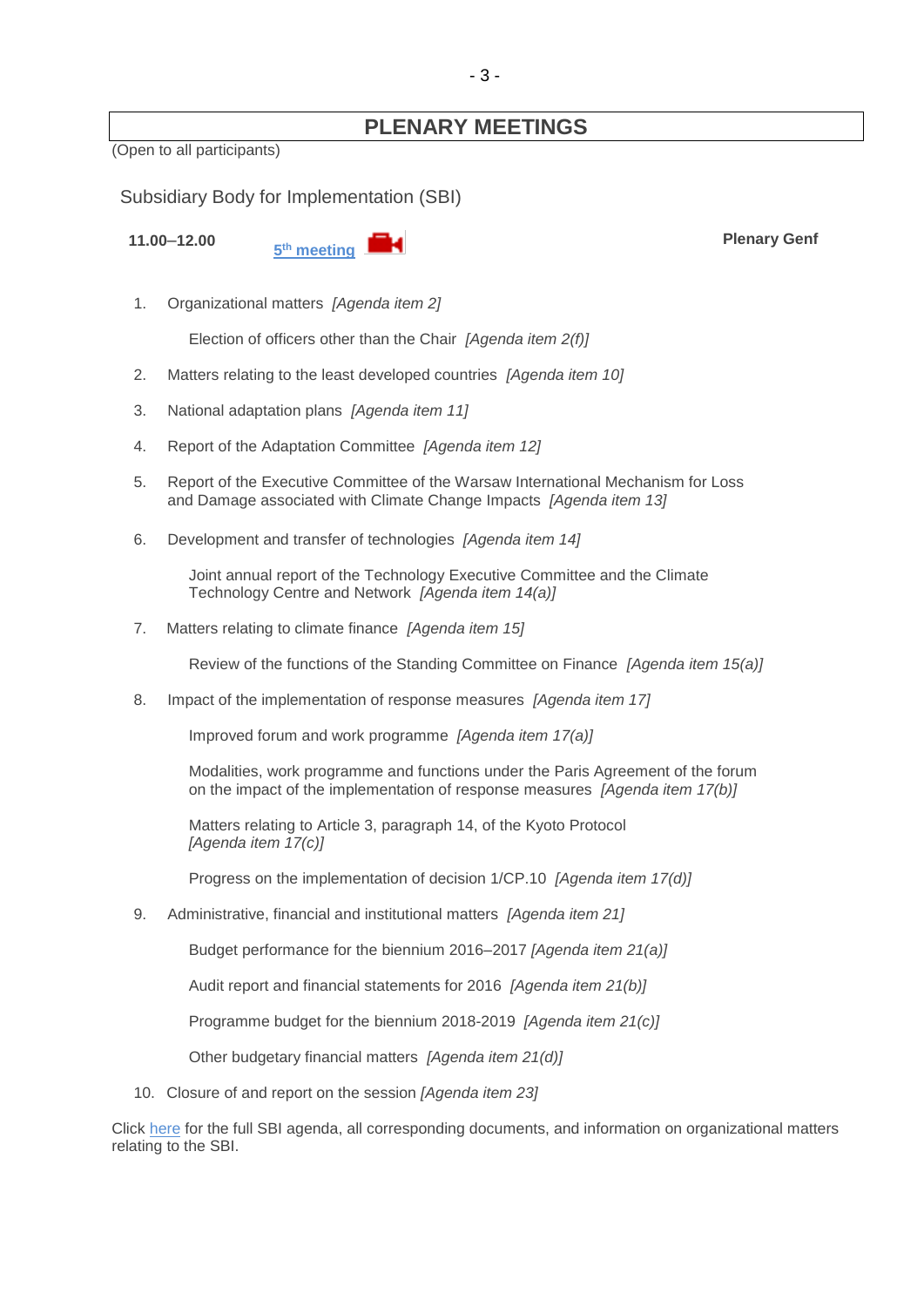# PLENARY MEETINGS

(Open to all participants)

## Subsidiary Body for Implementation (SBI)

**11.00–12.00** 5th meeting **Plenary Genf**

1. Organizational matters *[Agenda item 2]*

   Election of officers other than the Chair *[Agenda item 2(f)]*

2. Matters relating to the least developed countries *[Agenda item 10]*

3. National adaptation plans *[Agenda item 11]*

4. Report of the Adaptation Committee *[Agenda item 12]*

5. Report of the Executive Committee of the Warsaw International Mechanism for Loss and Damage associated with Climate Change Impacts *[Agenda item 13]*

6. Development and transfer of technologies *[Agenda item 14]*

   Joint annual report of the Technology Executive Committee and the Climate Technology Centre and Network *[Agenda item 14(a)]*

7. Matters relating to climate finance *[Agenda item 15]*

   Review of the functions of the Standing Committee on Finance *[Agenda item 15(a)]*

8. Impact of the implementation of response measures *[Agenda item 17]*

   Improved forum and work programme *[Agenda item 17(a)]*

   Modalities, work programme and functions under the Paris Agreement of the forum on the impact of the implementation of response measures *[Agenda item 17(b)]*

   Matters relating to Article 3, paragraph 14, of the Kyoto Protocol *[Agenda item 17(c)]*

   Progress on the implementation of decision 1/CP.10 *[Agenda item 17(d)]*

9. Administrative, financial and institutional matters *[Agenda item 21]*

   Budget performance for the biennium 2016–2017 *[Agenda item 21(a)]*

   Audit report and financial statements for 2016 *[Agenda item 21(b)]*

   Programme budget for the biennium 2018-2019 *[Agenda item 21(c)]*

   Other budgetary financial matters *[Agenda item 21(d)]*

10. Closure of and report on the session *[Agenda item 23]*

Click here for the full SBI agenda, all corresponding documents, and information on organizational matters relating to the SBI.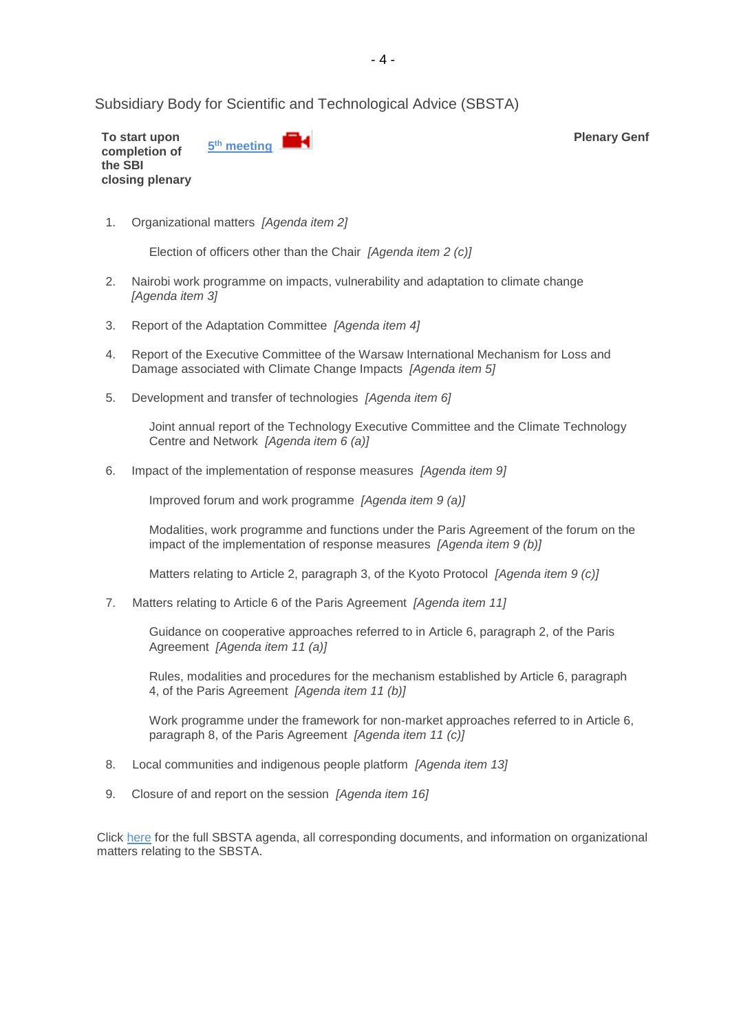## Subsidiary Body for Scientific and Technological Advice (SBSTA)

| **To start upon completion of the SBI closing plenary** | 5th meeting | **Plenary Genf** |
|---|---|---|

1. Organizational matters *[Agenda item 2]*

    Election of officers other than the Chair *[Agenda item 2 (c)]*

2. Nairobi work programme on impacts, vulnerability and adaptation to climate change *[Agenda item 3]*

3. Report of the Adaptation Committee *[Agenda item 4]*

4. Report of the Executive Committee of the Warsaw International Mechanism for Loss and Damage associated with Climate Change Impacts *[Agenda item 5]*

5. Development and transfer of technologies *[Agenda item 6]*

    Joint annual report of the Technology Executive Committee and the Climate Technology Centre and Network *[Agenda item 6 (a)]*

6. Impact of the implementation of response measures *[Agenda item 9]*

    Improved forum and work programme *[Agenda item 9 (a)]*

    Modalities, work programme and functions under the Paris Agreement of the forum on the impact of the implementation of response measures *[Agenda item 9 (b)]*

    Matters relating to Article 2, paragraph 3, of the Kyoto Protocol *[Agenda item 9 (c)]*

7. Matters relating to Article 6 of the Paris Agreement *[Agenda item 11]*

    Guidance on cooperative approaches referred to in Article 6, paragraph 2, of the Paris Agreement *[Agenda item 11 (a)]*

    Rules, modalities and procedures for the mechanism established by Article 6, paragraph 4, of the Paris Agreement *[Agenda item 11 (b)]*

    Work programme under the framework for non-market approaches referred to in Article 6, paragraph 8, of the Paris Agreement *[Agenda item 11 (c)]*

8. Local communities and indigenous people platform *[Agenda item 13]*

9. Closure of and report on the session *[Agenda item 16]*

Click here for the full SBSTA agenda, all corresponding documents, and information on organizational matters relating to the SBSTA.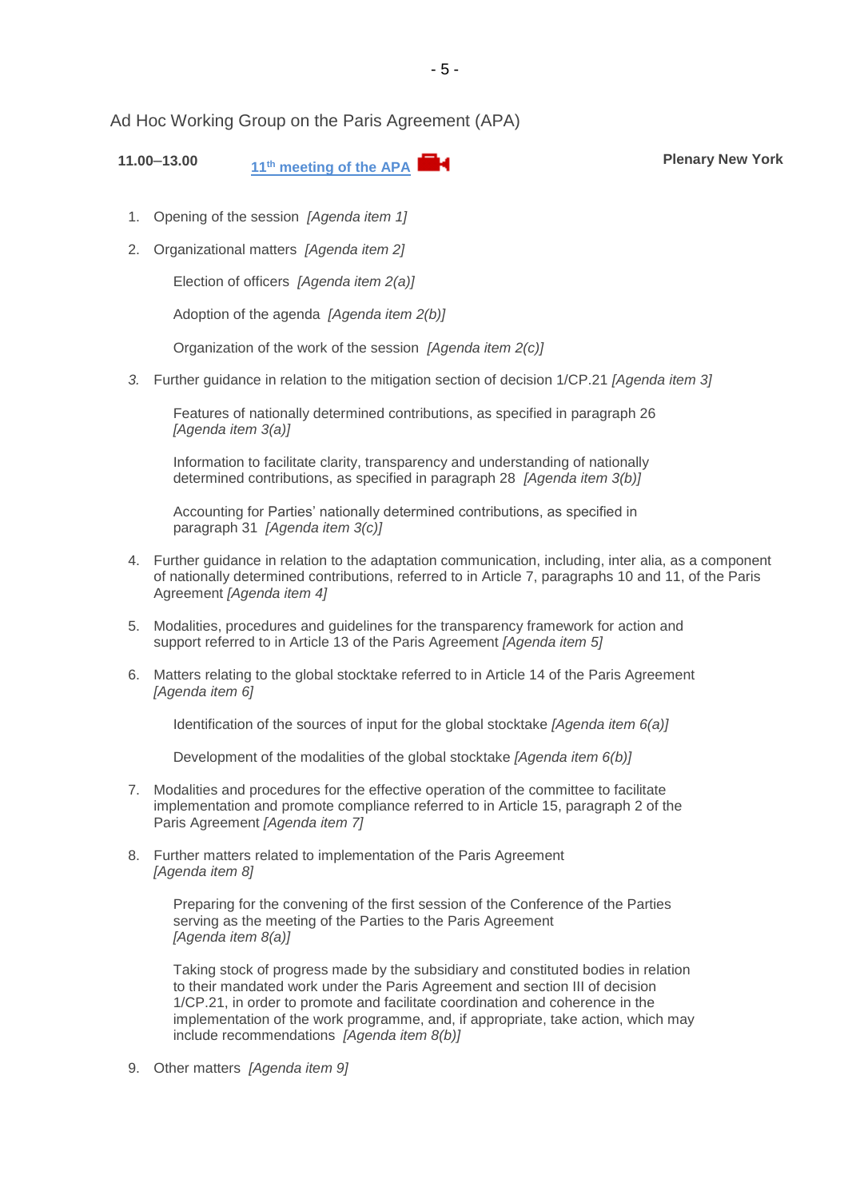## Ad Hoc Working Group on the Paris Agreement (APA)

**11.00–13.00** **11th meeting of the APA** **Plenary New York**

1. Opening of the session *[Agenda item 1]*
2. Organizational matters *[Agenda item 2]*

   Election of officers *[Agenda item 2(a)]*

   Adoption of the agenda *[Agenda item 2(b)]*

   Organization of the work of the session *[Agenda item 2(c)]*

3. Further guidance in relation to the mitigation section of decision 1/CP.21 *[Agenda item 3]*

   Features of nationally determined contributions, as specified in paragraph 26 *[Agenda item 3(a)]*

   Information to facilitate clarity, transparency and understanding of nationally determined contributions, as specified in paragraph 28 *[Agenda item 3(b)]*

   Accounting for Parties' nationally determined contributions, as specified in paragraph 31 *[Agenda item 3(c)]*

4. Further guidance in relation to the adaptation communication, including, inter alia, as a component of nationally determined contributions, referred to in Article 7, paragraphs 10 and 11, of the Paris Agreement *[Agenda item 4]*
5. Modalities, procedures and guidelines for the transparency framework for action and support referred to in Article 13 of the Paris Agreement *[Agenda item 5]*
6. Matters relating to the global stocktake referred to in Article 14 of the Paris Agreement *[Agenda item 6]*

   Identification of the sources of input for the global stocktake *[Agenda item 6(a)]*

   Development of the modalities of the global stocktake *[Agenda item 6(b)]*

7. Modalities and procedures for the effective operation of the committee to facilitate implementation and promote compliance referred to in Article 15, paragraph 2 of the Paris Agreement *[Agenda item 7]*
8. Further matters related to implementation of the Paris Agreement *[Agenda item 8]*

   Preparing for the convening of the first session of the Conference of the Parties serving as the meeting of the Parties to the Paris Agreement *[Agenda item 8(a)]*

   Taking stock of progress made by the subsidiary and constituted bodies in relation to their mandated work under the Paris Agreement and section III of decision 1/CP.21, in order to promote and facilitate coordination and coherence in the implementation of the work programme, and, if appropriate, take action, which may include recommendations *[Agenda item 8(b)]*

9. Other matters *[Agenda item 9]*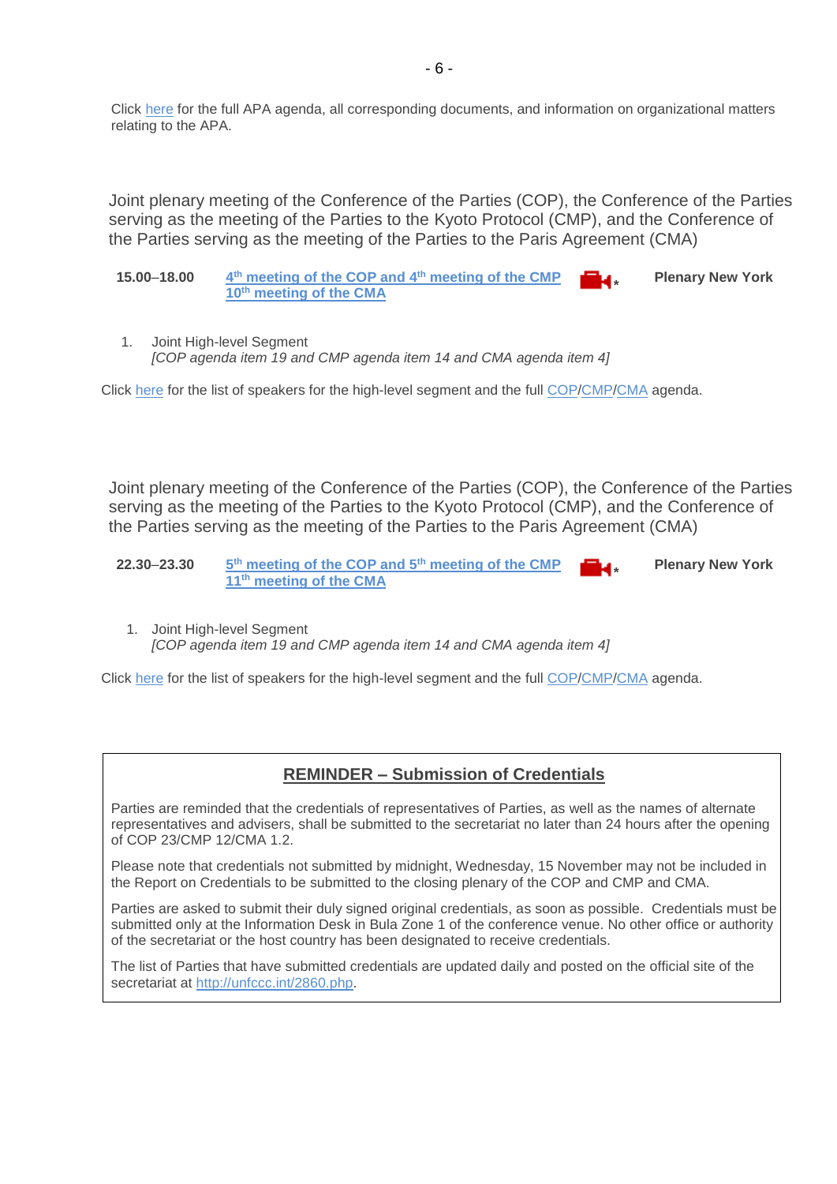Click here for the full APA agenda, all corresponding documents, and information on organizational matters relating to the APA.

## Joint plenary meeting of the Conference of the Parties (COP), the Conference of the Parties serving as the meeting of the Parties to the Kyoto Protocol (CMP), and the Conference of the Parties serving as the meeting of the Parties to the Paris Agreement (CMA)

**15.00–18.00** **4th meeting of the COP and 4th meeting of the CMP 10th meeting of the CMA** * **Plenary New York**

1. Joint High-level Segment
   *[COP agenda item 19 and CMP agenda item 14 and CMA agenda item 4]*

Click here for the list of speakers for the high-level segment and the full COP/CMP/CMA agenda.

## Joint plenary meeting of the Conference of the Parties (COP), the Conference of the Parties serving as the meeting of the Parties to the Kyoto Protocol (CMP), and the Conference of the Parties serving as the meeting of the Parties to the Paris Agreement (CMA)

**22.30–23.30** **5th meeting of the COP and 5th meeting of the CMP 11th meeting of the CMA** * **Plenary New York**

1. Joint High-level Segment
   *[COP agenda item 19 and CMP agenda item 14 and CMA agenda item 4]*

Click here for the list of speakers for the high-level segment and the full COP/CMP/CMA agenda.

### REMINDER – Submission of Credentials

Parties are reminded that the credentials of representatives of Parties, as well as the names of alternate representatives and advisers, shall be submitted to the secretariat no later than 24 hours after the opening of COP 23/CMP 12/CMA 1.2.

Please note that credentials not submitted by midnight, Wednesday, 15 November may not be included in the Report on Credentials to be submitted to the closing plenary of the COP and CMP and CMA.

Parties are asked to submit their duly signed original credentials, as soon as possible. Credentials must be submitted only at the Information Desk in Bula Zone 1 of the conference venue. No other office or authority of the secretariat or the host country has been designated to receive credentials.

The list of Parties that have submitted credentials are updated daily and posted on the official site of the secretariat at http://unfccc.int/2860.php.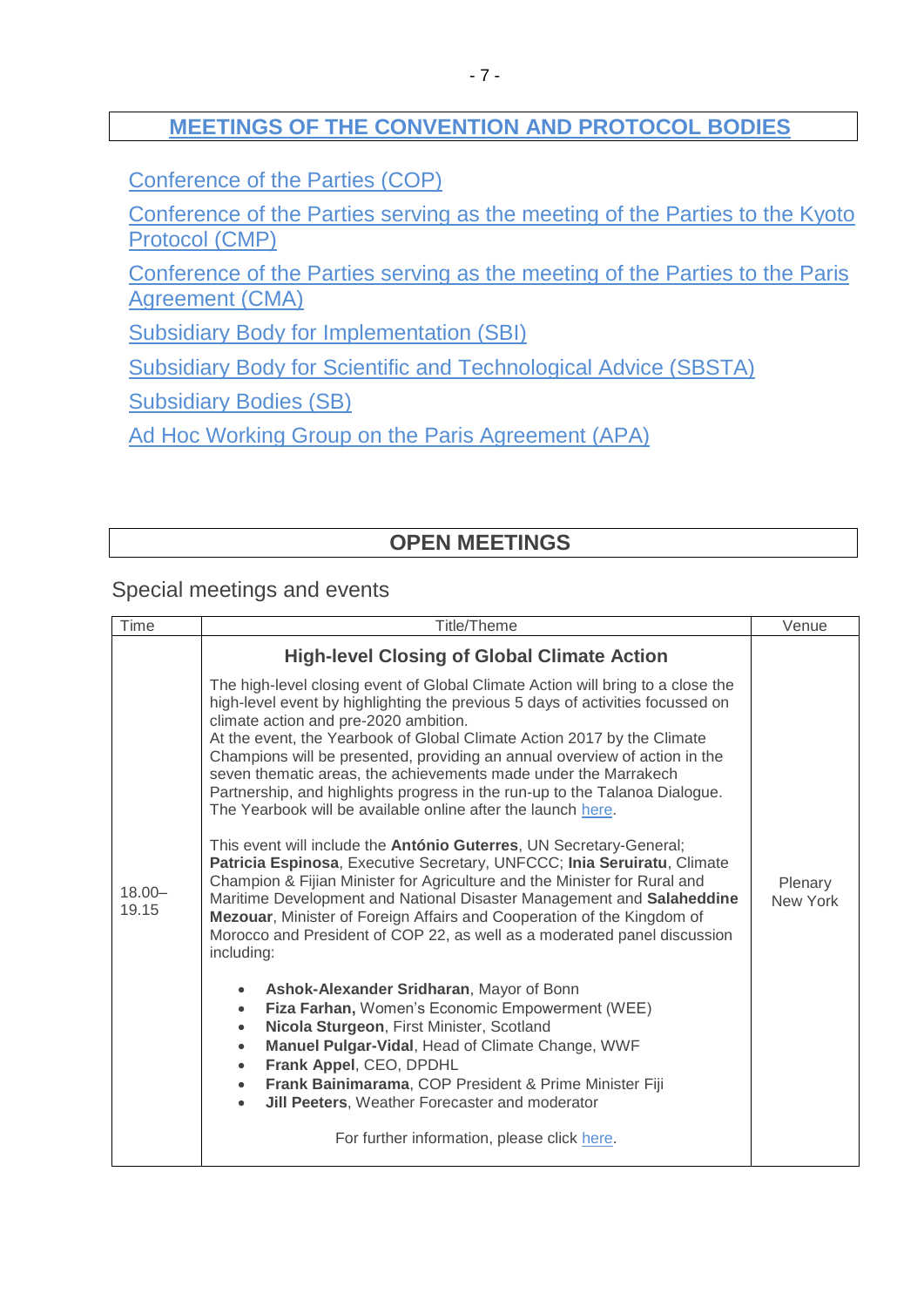## MEETINGS OF THE CONVENTION AND PROTOCOL BODIES

Conference of the Parties (COP)

Conference of the Parties serving as the meeting of the Parties to the Kyoto Protocol (CMP)

Conference of the Parties serving as the meeting of the Parties to the Paris Agreement (CMA)

Subsidiary Body for Implementation (SBI)

Subsidiary Body for Scientific and Technological Advice (SBSTA)

Subsidiary Bodies (SB)

Ad Hoc Working Group on the Paris Agreement (APA)

## OPEN MEETINGS

### Special meetings and events

| Time | Title/Theme | Venue |
|---|---|---|
| 18.00–19.15 | **High-level Closing of Global Climate Action**<br><br>The high-level closing event of Global Climate Action will bring to a close the high-level event by highlighting the previous 5 days of activities focussed on climate action and pre-2020 ambition.<br>At the event, the Yearbook of Global Climate Action 2017 by the Climate Champions will be presented, providing an annual overview of action in the seven thematic areas, the achievements made under the Marrakech Partnership, and highlights progress in the run-up to the Talanoa Dialogue. The Yearbook will be available online after the launch here.<br><br>This event will include the **António Guterres**, UN Secretary-General; **Patricia Espinosa**, Executive Secretary, UNFCCC; **Inia Seruiratu**, Climate Champion & Fijian Minister for Agriculture and the Minister for Rural and Maritime Development and National Disaster Management and **Salaheddine Mezouar**, Minister of Foreign Affairs and Cooperation of the Kingdom of Morocco and President of COP 22, as well as a moderated panel discussion including:<br><br>• **Ashok-Alexander Sridharan**, Mayor of Bonn<br>• **Fiza Farhan,** Women's Economic Empowerment (WEE)<br>• **Nicola Sturgeon**, First Minister, Scotland<br>• **Manuel Pulgar-Vidal**, Head of Climate Change, WWF<br>• **Frank Appel**, CEO, DPDHL<br>• **Frank Bainimarama**, COP President & Prime Minister Fiji<br>• **Jill Peeters**, Weather Forecaster and moderator<br><br>For further information, please click here. | Plenary New York |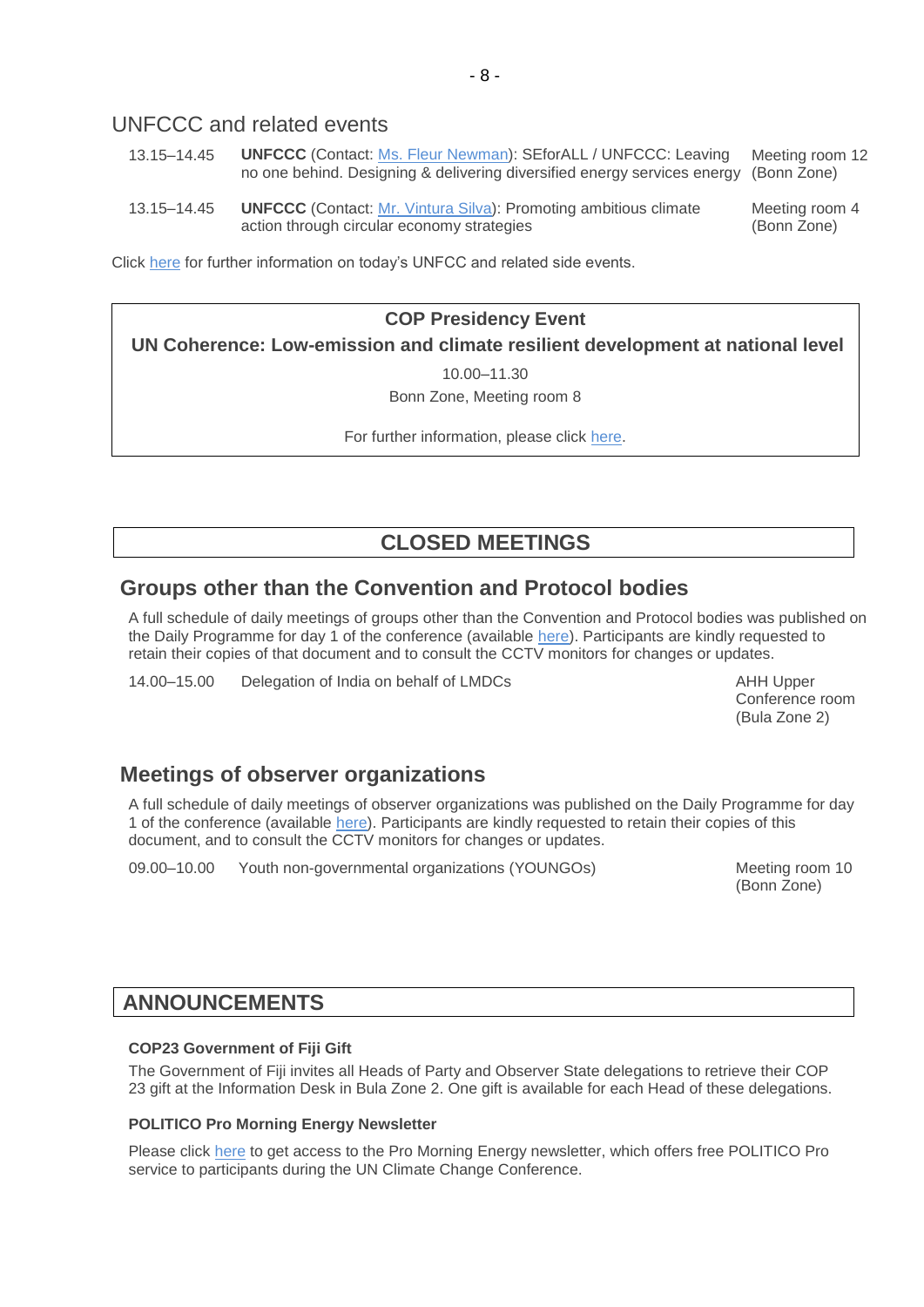## UNFCCC and related events

| | | |
|---|---|---|
| 13.15–14.45 | **UNFCCC** (Contact: Ms. Fleur Newman): SEforALL / UNFCCC: Leaving no one behind. Designing & delivering diversified energy services energy | Meeting room 12 (Bonn Zone) |
| 13.15–14.45 | **UNFCCC** (Contact: Mr. Vintura Silva): Promoting ambitious climate action through circular economy strategies | Meeting room 4 (Bonn Zone) |

Click here for further information on today's UNFCC and related side events.

**COP Presidency Event**

**UN Coherence: Low-emission and climate resilient development at national level**

10.00–11.30

Bonn Zone, Meeting room 8

For further information, please click here.

# CLOSED MEETINGS

## Groups other than the Convention and Protocol bodies

A full schedule of daily meetings of groups other than the Convention and Protocol bodies was published on the Daily Programme for day 1 of the conference (available here). Participants are kindly requested to retain their copies of that document and to consult the CCTV monitors for changes or updates.

| | | |
|---|---|---|
| 14.00–15.00 | Delegation of India on behalf of LMDCs | AHH Upper Conference room (Bula Zone 2) |

## Meetings of observer organizations

A full schedule of daily meetings of observer organizations was published on the Daily Programme for day 1 of the conference (available here). Participants are kindly requested to retain their copies of this document, and to consult the CCTV monitors for changes or updates.

| | | |
|---|---|---|
| 09.00–10.00 | Youth non-governmental organizations (YOUNGOs) | Meeting room 10 (Bonn Zone) |

# ANNOUNCEMENTS

### COP23 Government of Fiji Gift

The Government of Fiji invites all Heads of Party and Observer State delegations to retrieve their COP 23 gift at the Information Desk in Bula Zone 2. One gift is available for each Head of these delegations.

### POLITICO Pro Morning Energy Newsletter

Please click here to get access to the Pro Morning Energy newsletter, which offers free POLITICO Pro service to participants during the UN Climate Change Conference.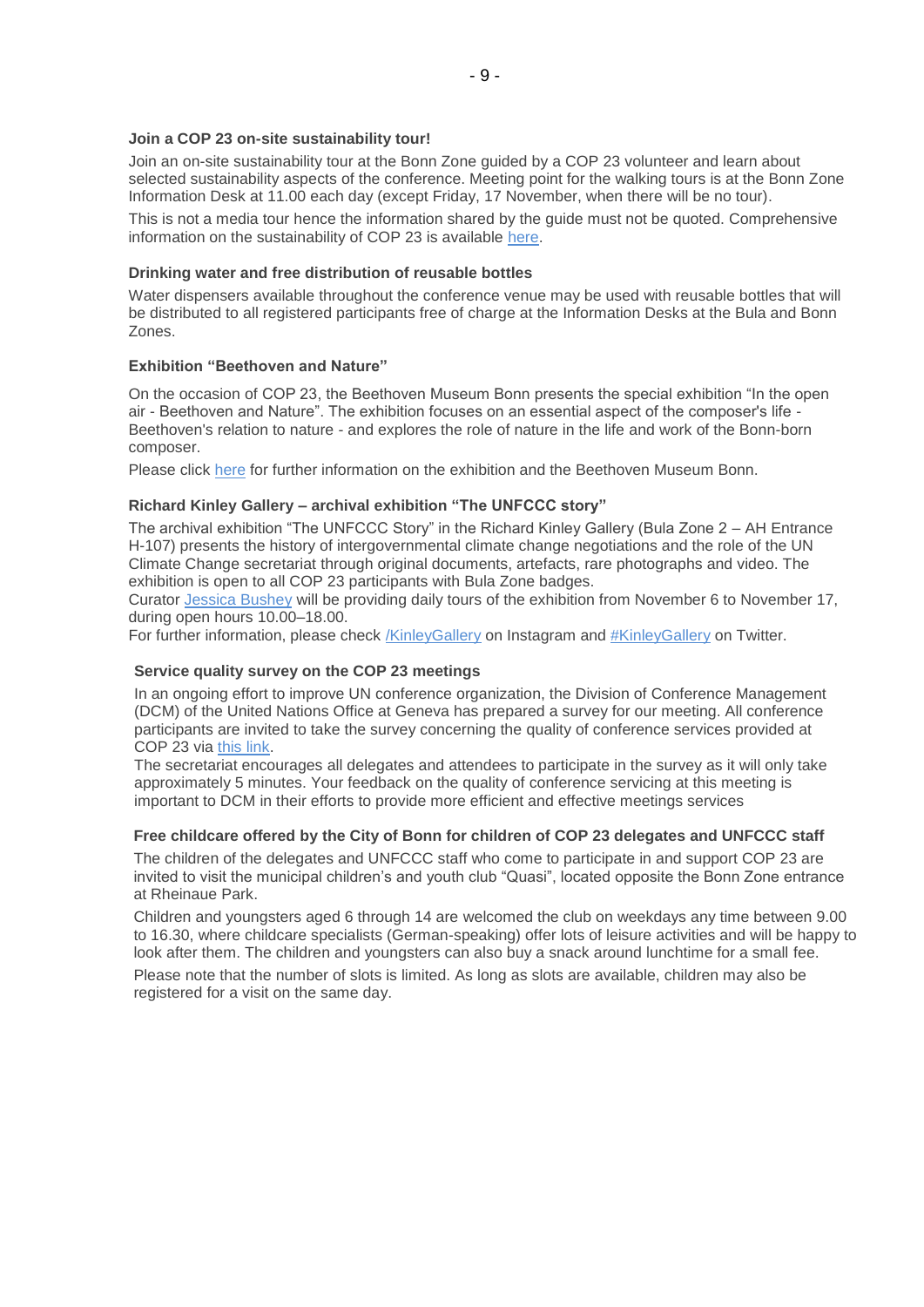### Join a COP 23 on-site sustainability tour!

Join an on-site sustainability tour at the Bonn Zone guided by a COP 23 volunteer and learn about selected sustainability aspects of the conference. Meeting point for the walking tours is at the Bonn Zone Information Desk at 11.00 each day (except Friday, 17 November, when there will be no tour).

This is not a media tour hence the information shared by the guide must not be quoted. Comprehensive information on the sustainability of COP 23 is available here.

### Drinking water and free distribution of reusable bottles

Water dispensers available throughout the conference venue may be used with reusable bottles that will be distributed to all registered participants free of charge at the Information Desks at the Bula and Bonn Zones.

### Exhibition "Beethoven and Nature"

On the occasion of COP 23, the Beethoven Museum Bonn presents the special exhibition "In the open air - Beethoven and Nature". The exhibition focuses on an essential aspect of the composer's life - Beethoven's relation to nature - and explores the role of nature in the life and work of the Bonn-born composer.

Please click here for further information on the exhibition and the Beethoven Museum Bonn.

### Richard Kinley Gallery – archival exhibition "The UNFCCC story"

The archival exhibition "The UNFCCC Story" in the Richard Kinley Gallery (Bula Zone 2 – AH Entrance H-107) presents the history of intergovernmental climate change negotiations and the role of the UN Climate Change secretariat through original documents, artefacts, rare photographs and video. The exhibition is open to all COP 23 participants with Bula Zone badges.
Curator Jessica Bushey will be providing daily tours of the exhibition from November 6 to November 17, during open hours 10.00–18.00.
For further information, please check /KinleyGallery on Instagram and #KinleyGallery on Twitter.

### Service quality survey on the COP 23 meetings

In an ongoing effort to improve UN conference organization, the Division of Conference Management (DCM) of the United Nations Office at Geneva has prepared a survey for our meeting. All conference participants are invited to take the survey concerning the quality of conference services provided at COP 23 via this link.
The secretariat encourages all delegates and attendees to participate in the survey as it will only take approximately 5 minutes. Your feedback on the quality of conference servicing at this meeting is important to DCM in their efforts to provide more efficient and effective meetings services

### Free childcare offered by the City of Bonn for children of COP 23 delegates and UNFCCC staff

The children of the delegates and UNFCCC staff who come to participate in and support COP 23 are invited to visit the municipal children's and youth club "Quasi", located opposite the Bonn Zone entrance at Rheinaue Park.

Children and youngsters aged 6 through 14 are welcomed the club on weekdays any time between 9.00 to 16.30, where childcare specialists (German-speaking) offer lots of leisure activities and will be happy to look after them. The children and youngsters can also buy a snack around lunchtime for a small fee.

Please note that the number of slots is limited. As long as slots are available, children may also be registered for a visit on the same day.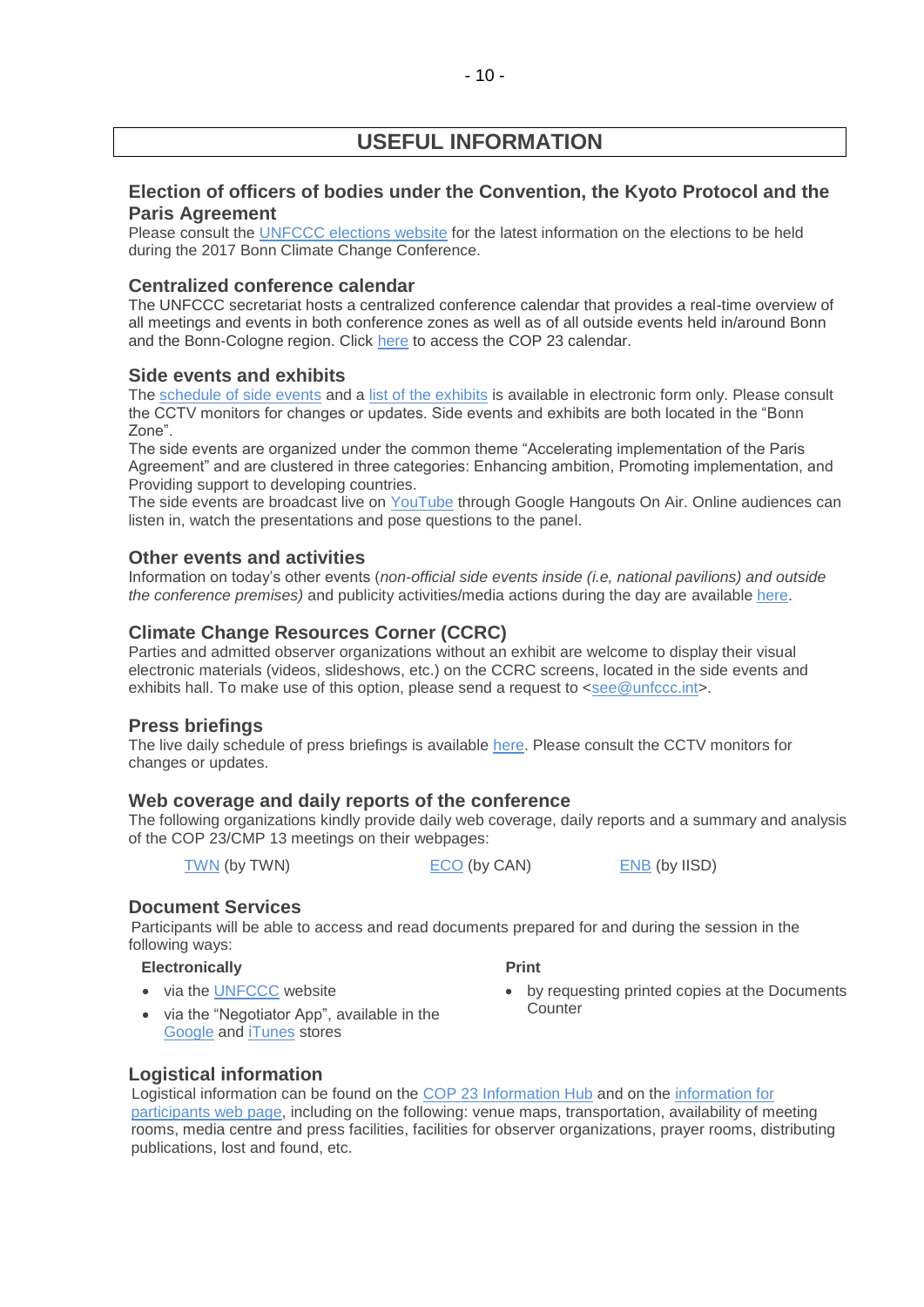# USEFUL INFORMATION

## Election of officers of bodies under the Convention, the Kyoto Protocol and the Paris Agreement

Please consult the UNFCCC elections website for the latest information on the elections to be held during the 2017 Bonn Climate Change Conference.

## Centralized conference calendar

The UNFCCC secretariat hosts a centralized conference calendar that provides a real-time overview of all meetings and events in both conference zones as well as of all outside events held in/around Bonn and the Bonn-Cologne region. Click here to access the COP 23 calendar.

## Side events and exhibits

The schedule of side events and a list of the exhibits is available in electronic form only. Please consult the CCTV monitors for changes or updates. Side events and exhibits are both located in the "Bonn Zone".

The side events are organized under the common theme "Accelerating implementation of the Paris Agreement" and are clustered in three categories: Enhancing ambition, Promoting implementation, and Providing support to developing countries.

The side events are broadcast live on YouTube through Google Hangouts On Air. Online audiences can listen in, watch the presentations and pose questions to the panel.

## Other events and activities

Information on today's other events (*non-official side events inside (i.e, national pavilions) and outside the conference premises)* and publicity activities/media actions during the day are available here.

## Climate Change Resources Corner (CCRC)

Parties and admitted observer organizations without an exhibit are welcome to display their visual electronic materials (videos, slideshows, etc.) on the CCRC screens, located in the side events and exhibits hall. To make use of this option, please send a request to <see@unfccc.int>.

## Press briefings

The live daily schedule of press briefings is available here. Please consult the CCTV monitors for changes or updates.

## Web coverage and daily reports of the conference

The following organizations kindly provide daily web coverage, daily reports and a summary and analysis of the COP 23/CMP 13 meetings on their webpages:

TWN (by TWN) ECO (by CAN) ENB (by IISD)

## Document Services

Participants will be able to access and read documents prepared for and during the session in the following ways:

**Electronically**

- via the UNFCCC website
- via the "Negotiator App", available in the Google and iTunes stores

**Print**

- by requesting printed copies at the Documents Counter

## Logistical information

Logistical information can be found on the COP 23 Information Hub and on the information for participants web page, including on the following: venue maps, transportation, availability of meeting rooms, media centre and press facilities, facilities for observer organizations, prayer rooms, distributing publications, lost and found, etc.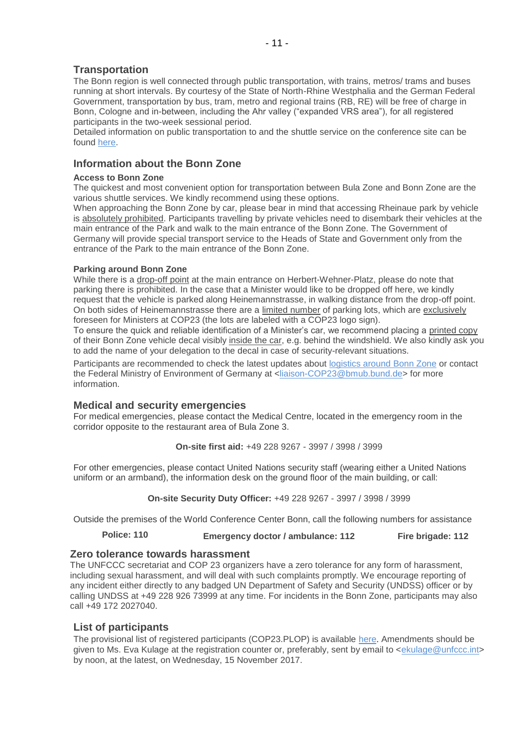## Transportation

The Bonn region is well connected through public transportation, with trains, metros/ trams and buses running at short intervals. By courtesy of the State of North-Rhine Westphalia and the German Federal Government, transportation by bus, tram, metro and regional trains (RB, RE) will be free of charge in Bonn, Cologne and in-between, including the Ahr valley ("expanded VRS area"), for all registered participants in the two-week sessional period.

Detailed information on public transportation to and the shuttle service on the conference site can be found here.

## Information about the Bonn Zone

### Access to Bonn Zone

The quickest and most convenient option for transportation between Bula Zone and Bonn Zone are the various shuttle services. We kindly recommend using these options.

When approaching the Bonn Zone by car, please bear in mind that accessing Rheinaue park by vehicle is absolutely prohibited. Participants travelling by private vehicles need to disembark their vehicles at the main entrance of the Park and walk to the main entrance of the Bonn Zone. The Government of Germany will provide special transport service to the Heads of State and Government only from the entrance of the Park to the main entrance of the Bonn Zone.

### Parking around Bonn Zone

While there is a drop-off point at the main entrance on Herbert-Wehner-Platz, please do note that parking there is prohibited. In the case that a Minister would like to be dropped off here, we kindly request that the vehicle is parked along Heinemannstrasse, in walking distance from the drop-off point. On both sides of Heinemannstrasse there are a limited number of parking lots, which are exclusively foreseen for Ministers at COP23 (the lots are labeled with a COP23 logo sign).

To ensure the quick and reliable identification of a Minister's car, we recommend placing a printed copy of their Bonn Zone vehicle decal visibly inside the car, e.g. behind the windshield. We also kindly ask you to add the name of your delegation to the decal in case of security-relevant situations.

Participants are recommended to check the latest updates about logistics around Bonn Zone or contact the Federal Ministry of Environment of Germany at <liaison-COP23@bmub.bund.de> for more information.

## Medical and security emergencies

For medical emergencies, please contact the Medical Centre, located in the emergency room in the corridor opposite to the restaurant area of Bula Zone 3.

**On-site first aid:** +49 228 9267 - 3997 / 3998 / 3999

For other emergencies, please contact United Nations security staff (wearing either a United Nations uniform or an armband), the information desk on the ground floor of the main building, or call:

**On-site Security Duty Officer:** +49 228 9267 - 3997 / 3998 / 3999

Outside the premises of the World Conference Center Bonn, call the following numbers for assistance

**Police: 110** **Emergency doctor / ambulance: 112** **Fire brigade: 112**

## Zero tolerance towards harassment

The UNFCCC secretariat and COP 23 organizers have a zero tolerance for any form of harassment, including sexual harassment, and will deal with such complaints promptly. We encourage reporting of any incident either directly to any badged UN Department of Safety and Security (UNDSS) officer or by calling UNDSS at +49 228 926 73999 at any time. For incidents in the Bonn Zone, participants may also call +49 172 2027040.

## List of participants

The provisional list of registered participants (COP23.PLOP) is available here. Amendments should be given to Ms. Eva Kulage at the registration counter or, preferably, sent by email to <ekulage@unfccc.int> by noon, at the latest, on Wednesday, 15 November 2017.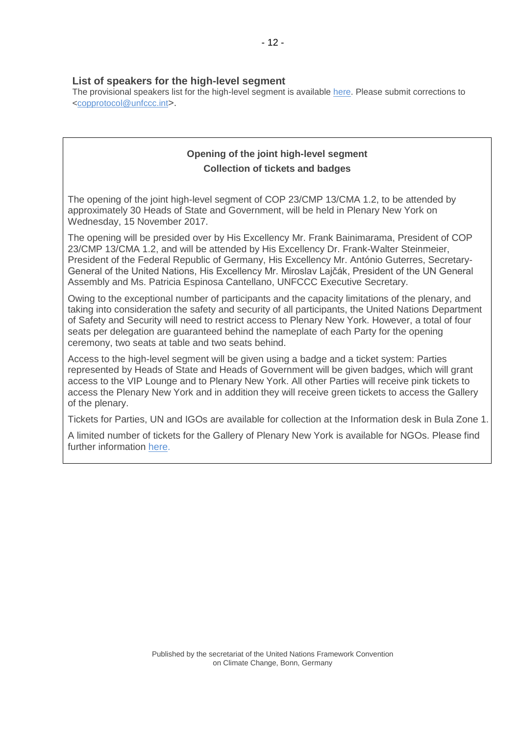## List of speakers for the high-level segment

The provisional speakers list for the high-level segment is available here. Please submit corrections to <copprotocol@unfccc.int>.

**Opening of the joint high-level segment**
**Collection of tickets and badges**

The opening of the joint high-level segment of COP 23/CMP 13/CMA 1.2, to be attended by approximately 30 Heads of State and Government, will be held in Plenary New York on Wednesday, 15 November 2017.

The opening will be presided over by His Excellency Mr. Frank Bainimarama, President of COP 23/CMP 13/CMA 1.2, and will be attended by His Excellency Dr. Frank-Walter Steinmeier, President of the Federal Republic of Germany, His Excellency Mr. António Guterres, Secretary-General of the United Nations, His Excellency Mr. Miroslav Lajčák, President of the UN General Assembly and Ms. Patricia Espinosa Cantellano, UNFCCC Executive Secretary.

Owing to the exceptional number of participants and the capacity limitations of the plenary, and taking into consideration the safety and security of all participants, the United Nations Department of Safety and Security will need to restrict access to Plenary New York. However, a total of four seats per delegation are guaranteed behind the nameplate of each Party for the opening ceremony, two seats at table and two seats behind.

Access to the high-level segment will be given using a badge and a ticket system: Parties represented by Heads of State and Heads of Government will be given badges, which will grant access to the VIP Lounge and to Plenary New York. All other Parties will receive pink tickets to access the Plenary New York and in addition they will receive green tickets to access the Gallery of the plenary.

Tickets for Parties, UN and IGOs are available for collection at the Information desk in Bula Zone 1.

A limited number of tickets for the Gallery of Plenary New York is available for NGOs. Please find further information here.

Published by the secretariat of the United Nations Framework Convention on Climate Change, Bonn, Germany